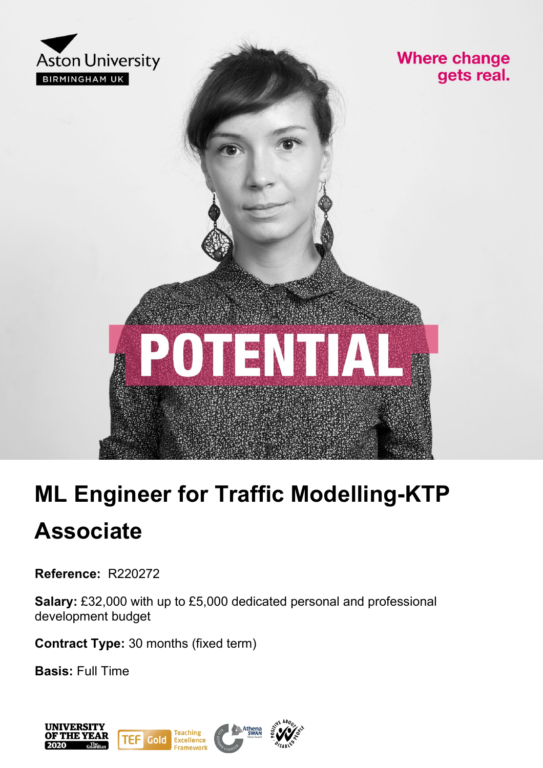Aston University

BIRMINGHAM UK

Where change gets real.

POTENTIAL

# ML Engineer for Traffic Modelling-KTP Associate

**Reference:** R220272

**Salary:** £32,000 with up to £5,000 dedicated personal and professional development budget

**Contract Type:** 30 months (fixed term)

**Basis:** Full Time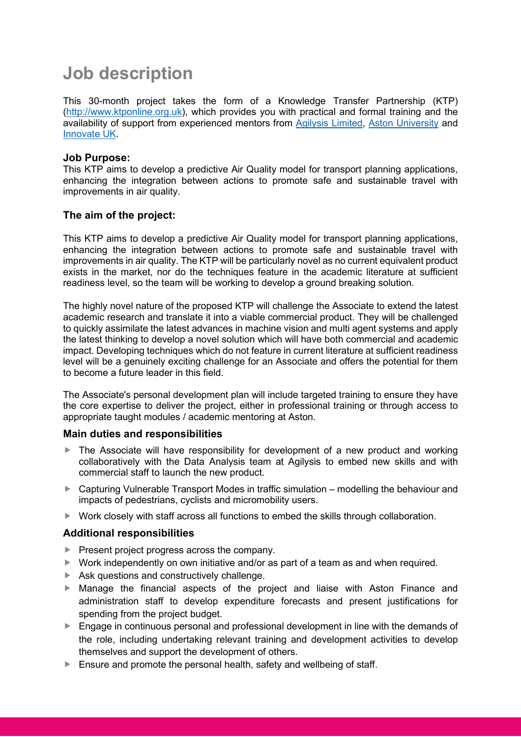# Job description

This 30-month project takes the form of a Knowledge Transfer Partnership (KTP) ([http://www.ktponline.org.uk](http://www.ktponline.org.uk)), which provides you with practical and formal training and the availability of support from experienced mentors from Agilysis Limited, Aston University and Innovate UK.

**Job Purpose:**
This KTP aims to develop a predictive Air Quality model for transport planning applications, enhancing the integration between actions to promote safe and sustainable travel with improvements in air quality.

### The aim of the project:

This KTP aims to develop a predictive Air Quality model for transport planning applications, enhancing the integration between actions to promote safe and sustainable travel with improvements in air quality. The KTP will be particularly novel as no current equivalent product exists in the market, nor do the techniques feature in the academic literature at sufficient readiness level, so the team will be working to develop a ground breaking solution.

The highly novel nature of the proposed KTP will challenge the Associate to extend the latest academic research and translate it into a viable commercial product. They will be challenged to quickly assimilate the latest advances in machine vision and multi agent systems and apply the latest thinking to develop a novel solution which will have both commercial and academic impact. Developing techniques which do not feature in current literature at sufficient readiness level will be a genuinely exciting challenge for an Associate and offers the potential for them to become a future leader in this field.

The Associate's personal development plan will include targeted training to ensure they have the core expertise to deliver the project, either in professional training or through access to appropriate taught modules / academic mentoring at Aston.

### Main duties and responsibilities

- The Associate will have responsibility for development of a new product and working collaboratively with the Data Analysis team at Agilysis to embed new skills and with commercial staff to launch the new product.
- Capturing Vulnerable Transport Modes in traffic simulation – modelling the behaviour and impacts of pedestrians, cyclists and micromobility users.
- Work closely with staff across all functions to embed the skills through collaboration.

### Additional responsibilities

- Present project progress across the company.
- Work independently on own initiative and/or as part of a team as and when required.
- Ask questions and constructively challenge.
- Manage the financial aspects of the project and liaise with Aston Finance and administration staff to develop expenditure forecasts and present justifications for spending from the project budget.
- Engage in continuous personal and professional development in line with the demands of the role, including undertaking relevant training and development activities to develop themselves and support the development of others.
- Ensure and promote the personal health, safety and wellbeing of staff.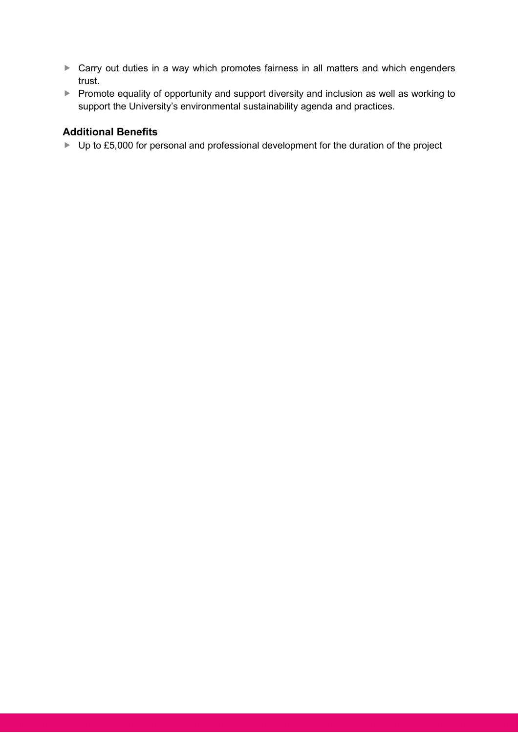- Carry out duties in a way which promotes fairness in all matters and which engenders trust.
- Promote equality of opportunity and support diversity and inclusion as well as working to support the University's environmental sustainability agenda and practices.

### Additional Benefits

- Up to £5,000 for personal and professional development for the duration of the project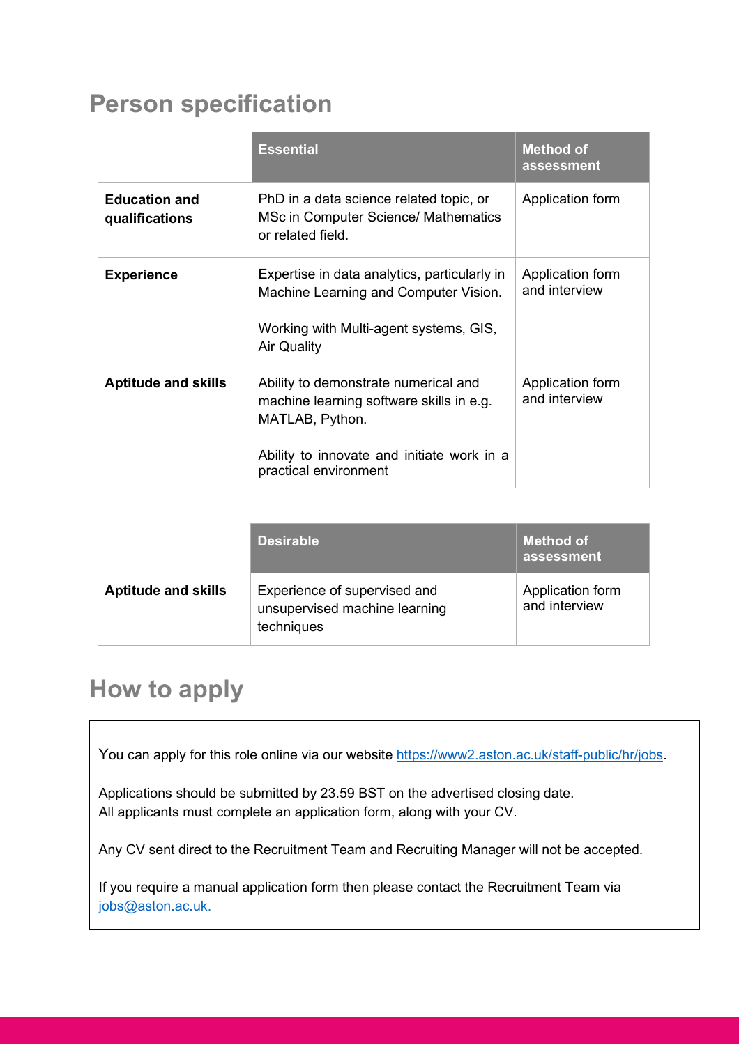## Person specification

| | Essential | Method of assessment |
|---|---|---|
| **Education and qualifications** | PhD in a data science related topic, or MSc in Computer Science/ Mathematics or related field. | Application form |
| **Experience** | Expertise in data analytics, particularly in Machine Learning and Computer Vision.<br><br>Working with Multi-agent systems, GIS, Air Quality | Application form and interview |
| **Aptitude and skills** | Ability to demonstrate numerical and machine learning software skills in e.g. MATLAB, Python.<br><br>Ability to innovate and initiate work in a practical environment | Application form and interview |

| | Desirable | Method of assessment |
|---|---|---|
| **Aptitude and skills** | Experience of supervised and unsupervised machine learning techniques | Application form and interview |

## How to apply

You can apply for this role online via our website https://www2.aston.ac.uk/staff-public/hr/jobs.

Applications should be submitted by 23.59 BST on the advertised closing date.
All applicants must complete an application form, along with your CV.

Any CV sent direct to the Recruitment Team and Recruiting Manager will not be accepted.

If you require a manual application form then please contact the Recruitment Team via jobs@aston.ac.uk.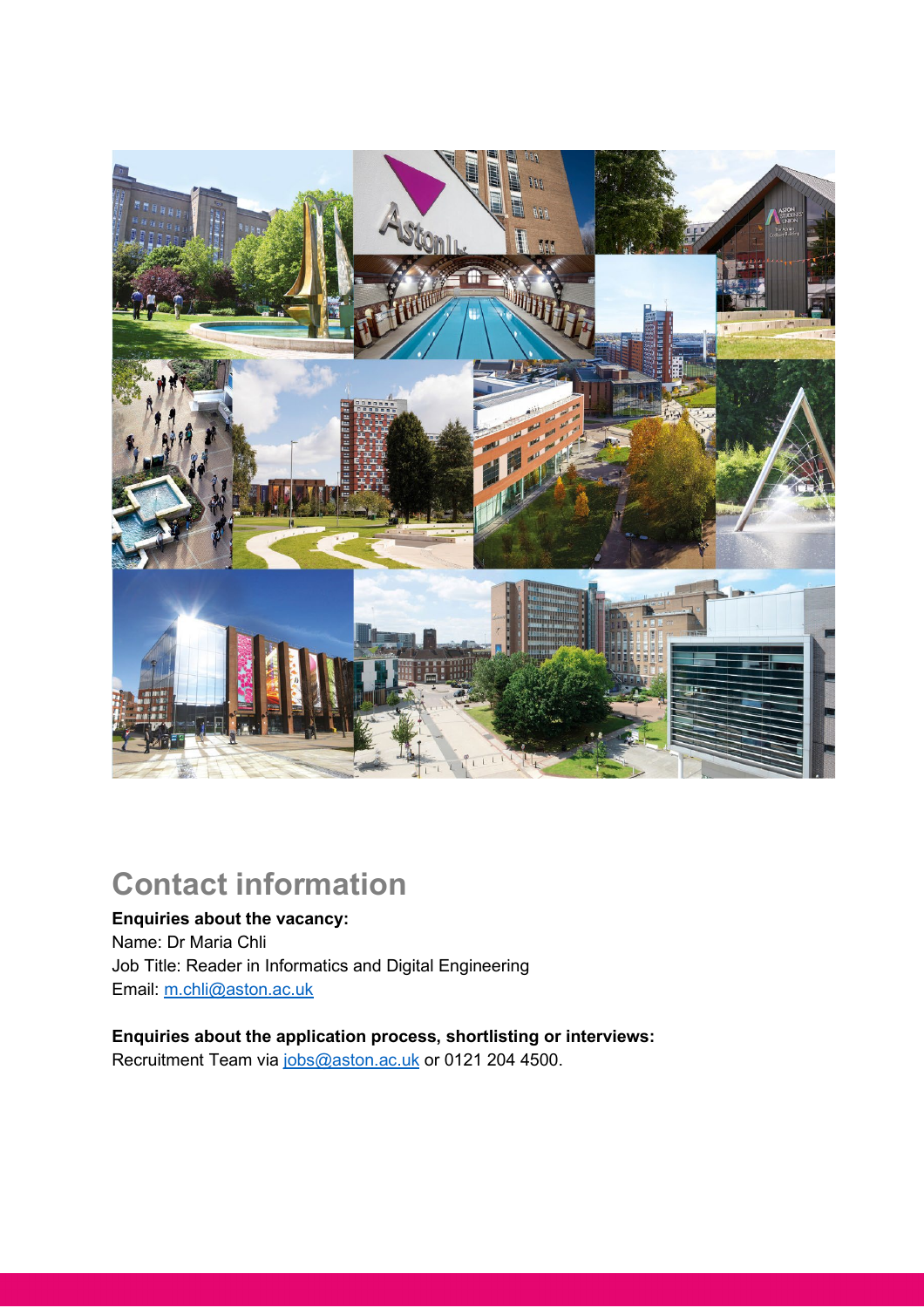## Contact information

**Enquiries about the vacancy:**
Name: Dr Maria Chli
Job Title: Reader in Informatics and Digital Engineering
Email: m.chli@aston.ac.uk

**Enquiries about the application process, shortlisting or interviews:**
Recruitment Team via jobs@aston.ac.uk or 0121 204 4500.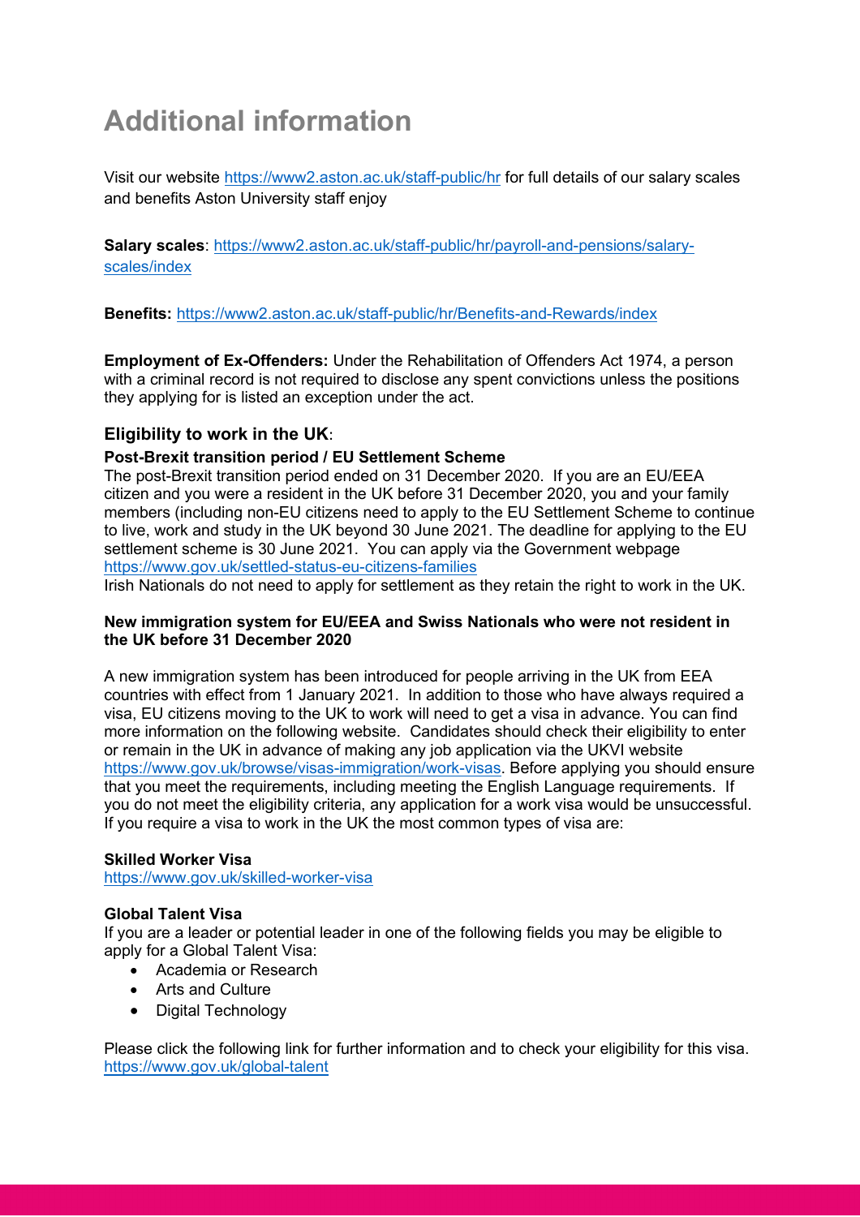# Additional information

Visit our website [https://www2.aston.ac.uk/staff-public/hr](https://www2.aston.ac.uk/staff-public/hr) for full details of our salary scales and benefits Aston University staff enjoy

**Salary scales**: [https://www2.aston.ac.uk/staff-public/hr/payroll-and-pensions/salary-scales/index](https://www2.aston.ac.uk/staff-public/hr/payroll-and-pensions/salary-scales/index)

**Benefits:** [https://www2.aston.ac.uk/staff-public/hr/Benefits-and-Rewards/index](https://www2.aston.ac.uk/staff-public/hr/Benefits-and-Rewards/index)

**Employment of Ex-Offenders:** Under the Rehabilitation of Offenders Act 1974, a person with a criminal record is not required to disclose any spent convictions unless the positions they applying for is listed an exception under the act.

## **Eligibility to work in the UK**:

**Post-Brexit transition period / EU Settlement Scheme**

The post-Brexit transition period ended on 31 December 2020. If you are an EU/EEA citizen and you were a resident in the UK before 31 December 2020, you and your family members (including non-EU citizens need to apply to the EU Settlement Scheme to continue to live, work and study in the UK beyond 30 June 2021. The deadline for applying to the EU settlement scheme is 30 June 2021. You can apply via the Government webpage [https://www.gov.uk/settled-status-eu-citizens-families](https://www.gov.uk/settled-status-eu-citizens-families)

Irish Nationals do not need to apply for settlement as they retain the right to work in the UK.

**New immigration system for EU/EEA and Swiss Nationals who were not resident in the UK before 31 December 2020**

A new immigration system has been introduced for people arriving in the UK from EEA countries with effect from 1 January 2021. In addition to those who have always required a visa, EU citizens moving to the UK to work will need to get a visa in advance. You can find more information on the following website. Candidates should check their eligibility to enter or remain in the UK in advance of making any job application via the UKVI website [https://www.gov.uk/browse/visas-immigration/work-visas](https://www.gov.uk/browse/visas-immigration/work-visas). Before applying you should ensure that you meet the requirements, including meeting the English Language requirements. If you do not meet the eligibility criteria, any application for a work visa would be unsuccessful. If you require a visa to work in the UK the most common types of visa are:

**Skilled Worker Visa**

[https://www.gov.uk/skilled-worker-visa](https://www.gov.uk/skilled-worker-visa)

**Global Talent Visa**

If you are a leader or potential leader in one of the following fields you may be eligible to apply for a Global Talent Visa:

- Academia or Research
- Arts and Culture
- Digital Technology

Please click the following link for further information and to check your eligibility for this visa. [https://www.gov.uk/global-talent](https://www.gov.uk/global-talent)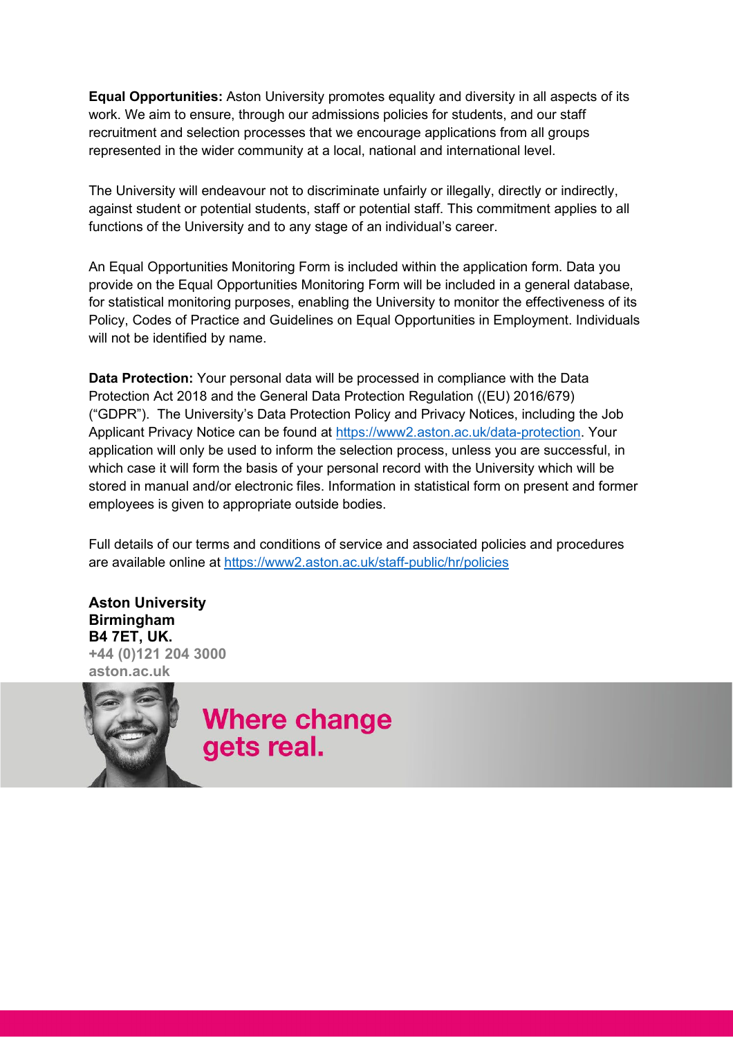**Equal Opportunities:** Aston University promotes equality and diversity in all aspects of its work. We aim to ensure, through our admissions policies for students, and our staff recruitment and selection processes that we encourage applications from all groups represented in the wider community at a local, national and international level.

The University will endeavour not to discriminate unfairly or illegally, directly or indirectly, against student or potential students, staff or potential staff. This commitment applies to all functions of the University and to any stage of an individual's career.

An Equal Opportunities Monitoring Form is included within the application form. Data you provide on the Equal Opportunities Monitoring Form will be included in a general database, for statistical monitoring purposes, enabling the University to monitor the effectiveness of its Policy, Codes of Practice and Guidelines on Equal Opportunities in Employment. Individuals will not be identified by name.

**Data Protection:** Your personal data will be processed in compliance with the Data Protection Act 2018 and the General Data Protection Regulation ((EU) 2016/679) ("GDPR"). The University's Data Protection Policy and Privacy Notices, including the Job Applicant Privacy Notice can be found at https://www2.aston.ac.uk/data-protection. Your application will only be used to inform the selection process, unless you are successful, in which case it will form the basis of your personal record with the University which will be stored in manual and/or electronic files. Information in statistical form on present and former employees is given to appropriate outside bodies.

Full details of our terms and conditions of service and associated policies and procedures are available online at https://www2.aston.ac.uk/staff-public/hr/policies

**Aston University**
**Birmingham**
**B4 7ET, UK.**
**+44 (0)121 204 3000**
**aston.ac.uk**

**Where change gets real.**